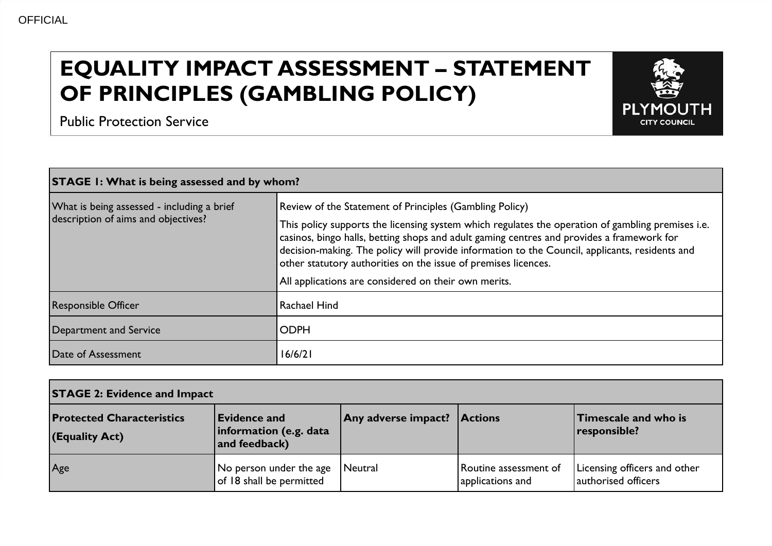OFFICIAL

# EQUALITY IMPACT ASSESSMENT – STATEMENT OF PRINCIPLES (GAMBLING POLICY)

Public Protection Service

PLYMOUTH CITY COUNCIL

| **STAGE 1: What is being assessed and by whom?** | |
|---|---|
| What is being assessed - including a brief description of aims and objectives? | Review of the Statement of Principles (Gambling Policy)<br><br>This policy supports the licensing system which regulates the operation of gambling premises i.e. casinos, bingo halls, betting shops and adult gaming centres and provides a framework for decision-making. The policy will provide information to the Council, applicants, residents and other statutory authorities on the issue of premises licences.<br><br>All applications are considered on their own merits. |
| Responsible Officer | Rachael Hind |
| Department and Service | ODPH |
| Date of Assessment | 16/6/21 |

| **STAGE 2: Evidence and Impact** | | | | |
|---|---|---|---|---|
| **Protected Characteristics (Equality Act)** | **Evidence and information (e.g. data and feedback)** | **Any adverse impact?** | **Actions** | **Timescale and who is responsible?** |
| Age | No person under the age of 18 shall be permitted | Neutral | Routine assessment of applications and | Licensing officers and other authorised officers |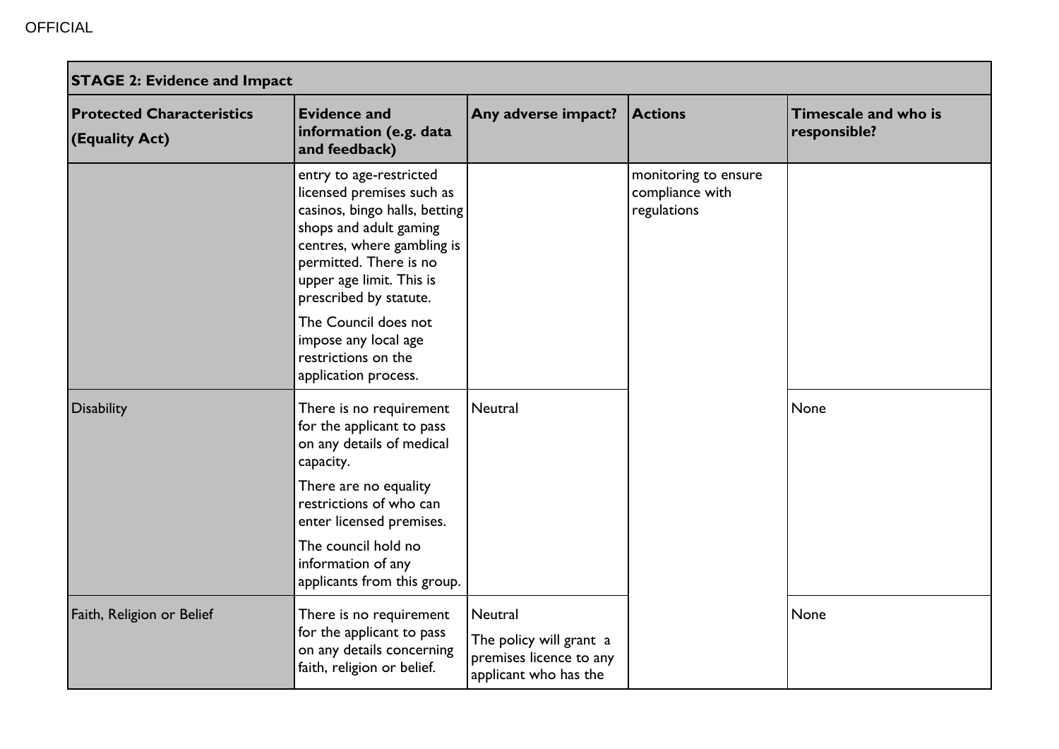| STAGE 2: Evidence and Impact | | | | |
|---|---|---|---|---|
| **Protected Characteristics (Equality Act)** | **Evidence and information (e.g. data and feedback)** | **Any adverse impact?** | **Actions** | **Timescale and who is responsible?** |
| | entry to age-restricted licensed premises such as casinos, bingo halls, betting shops and adult gaming centres, where gambling is permitted. There is no upper age limit. This is prescribed by statute. The Council does not impose any local age restrictions on the application process. | | monitoring to ensure compliance with regulations | |
| Disability | There is no requirement for the applicant to pass on any details of medical capacity. There are no equality restrictions of who can enter licensed premises. The council hold no information of any applicants from this group. | Neutral | | None |
| Faith, Religion or Belief | There is no requirement for the applicant to pass on any details concerning faith, religion or belief. | Neutral The policy will grant a premises licence to any applicant who has the | | None |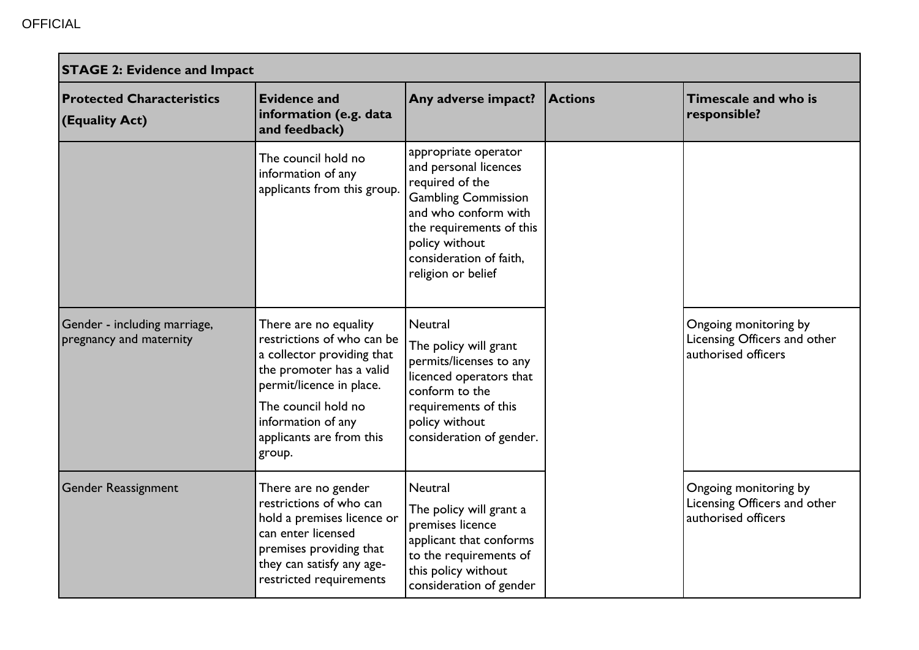OFFICIAL

| STAGE 2: Evidence and Impact | | | | |
|---|---|---|---|---|
| **Protected Characteristics (Equality Act)** | **Evidence and information (e.g. data and feedback)** | **Any adverse impact?** | **Actions** | **Timescale and who is responsible?** |
| | The council hold no information of any applicants from this group. | appropriate operator and personal licences required of the Gambling Commission and who conform with the requirements of this policy without consideration of faith, religion or belief | | |
| Gender - including marriage, pregnancy and maternity | There are no equality restrictions of who can be a collector providing that the promoter has a valid permit/licence in place. The council hold no information of any applicants are from this group. | Neutral The policy will grant permits/licenses to any licenced operators that conform to the requirements of this policy without consideration of gender. | | Ongoing monitoring by Licensing Officers and other authorised officers |
| Gender Reassignment | There are no gender restrictions of who can hold a premises licence or can enter licensed premises providing that they can satisfy any age-restricted requirements | Neutral The policy will grant a premises licence applicant that conforms to the requirements of this policy without consideration of gender | | Ongoing monitoring by Licensing Officers and other authorised officers |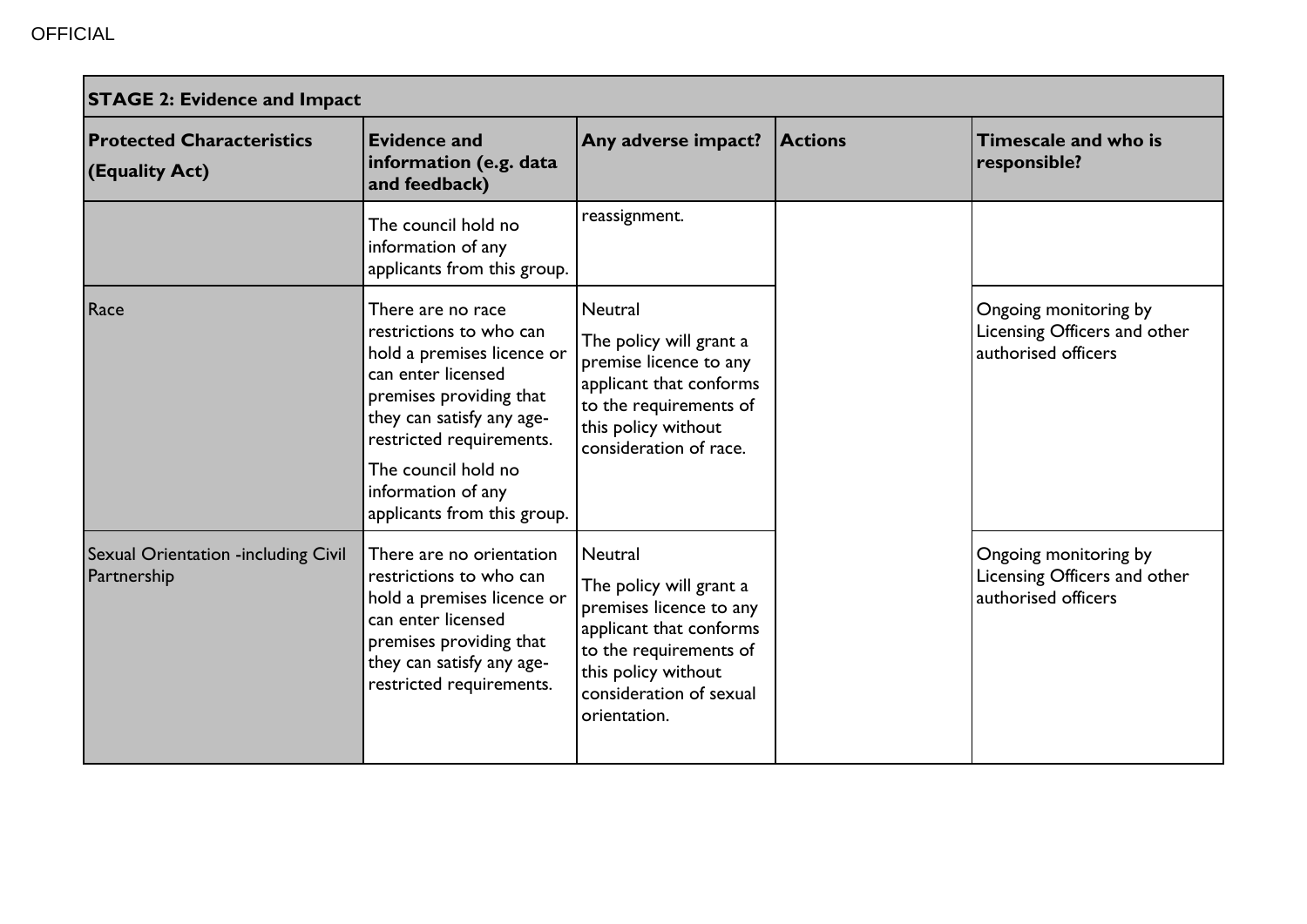OFFICIAL

| STAGE 2: Evidence and Impact | | | | |
|---|---|---|---|---|
| **Protected Characteristics (Equality Act)** | **Evidence and information (e.g. data and feedback)** | **Any adverse impact?** | **Actions** | **Timescale and who is responsible?** |
| | The council hold no information of any applicants from this group. | reassignment. | | |
| Race | There are no race restrictions to who can hold a premises licence or can enter licensed premises providing that they can satisfy any age-restricted requirements. The council hold no information of any applicants from this group. | Neutral The policy will grant a premise licence to any applicant that conforms to the requirements of this policy without consideration of race. | | Ongoing monitoring by Licensing Officers and other authorised officers |
| Sexual Orientation -including Civil Partnership | There are no orientation restrictions to who can hold a premises licence or can enter licensed premises providing that they can satisfy any age-restricted requirements. | Neutral The policy will grant a premises licence to any applicant that conforms to the requirements of this policy without consideration of sexual orientation. | | Ongoing monitoring by Licensing Officers and other authorised officers |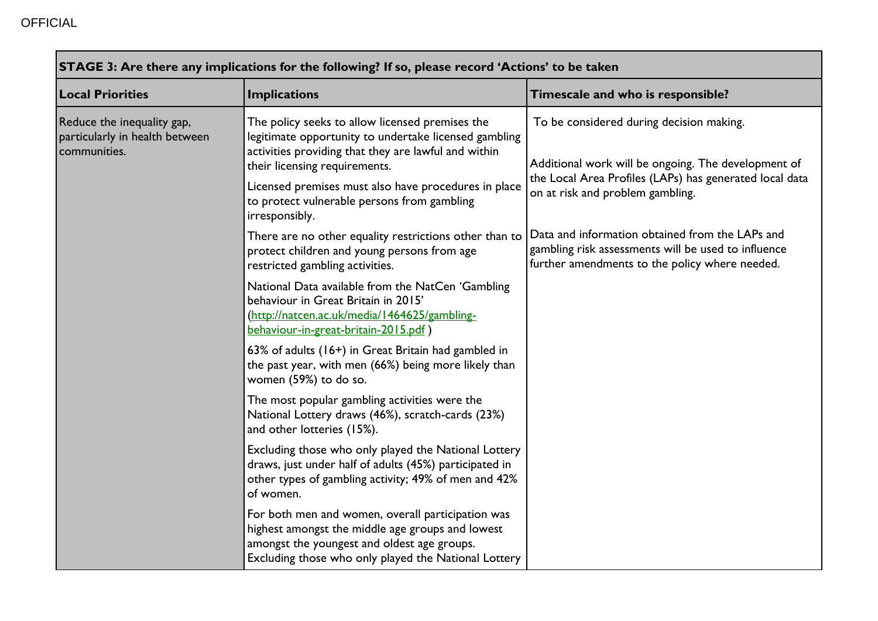| STAGE 3: Are there any implications for the following? If so, please record 'Actions' to be taken | | |
|---|---|---|
| **Local Priorities** | **Implications** | **Timescale and who is responsible?** |
| Reduce the inequality gap, particularly in health between communities. | The policy seeks to allow licensed premises the legitimate opportunity to undertake licensed gambling activities providing that they are lawful and within their licensing requirements.<br><br>Licensed premises must also have procedures in place to protect vulnerable persons from gambling irresponsibly.<br><br>There are no other equality restrictions other than to protect children and young persons from age restricted gambling activities.<br><br>National Data available from the NatCen 'Gambling behaviour in Great Britain in 2015' ([http://natcen.ac.uk/media/1464625/gambling-behaviour-in-great-britain-2015.pdf](http://natcen.ac.uk/media/1464625/gambling-behaviour-in-great-britain-2015.pdf) )<br><br>63% of adults (16+) in Great Britain had gambled in the past year, with men (66%) being more likely than women (59%) to do so.<br><br>The most popular gambling activities were the National Lottery draws (46%), scratch-cards (23%) and other lotteries (15%).<br><br>Excluding those who only played the National Lottery draws, just under half of adults (45%) participated in other types of gambling activity; 49% of men and 42% of women.<br><br>For both men and women, overall participation was highest amongst the middle age groups and lowest amongst the youngest and oldest age groups. Excluding those who only played the National Lottery | To be considered during decision making.<br><br>Additional work will be ongoing. The development of the Local Area Profiles (LAPs) has generated local data on at risk and problem gambling.<br><br>Data and information obtained from the LAPs and gambling risk assessments will be used to influence further amendments to the policy where needed. |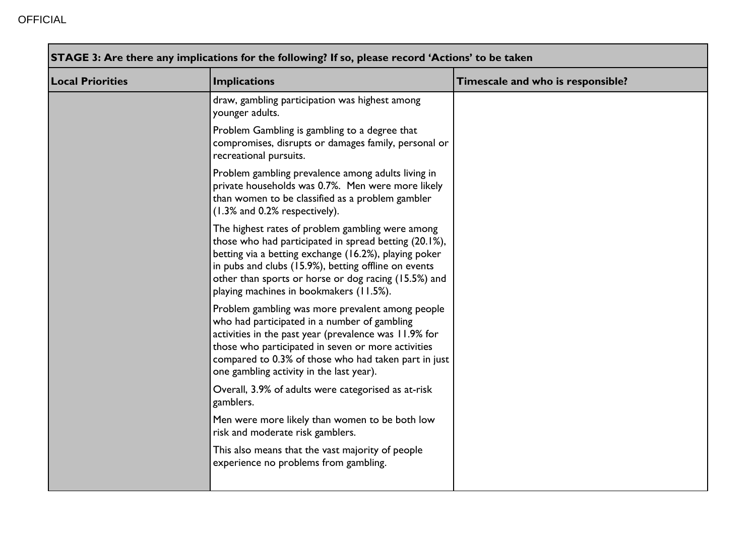| STAGE 3: Are there any implications for the following? If so, please record 'Actions' to be taken | | |
|---|---|---|
| **Local Priorities** | **Implications** | **Timescale and who is responsible?** |
| | draw, gambling participation was highest among younger adults.<br><br>Problem Gambling is gambling to a degree that compromises, disrupts or damages family, personal or recreational pursuits.<br><br>Problem gambling prevalence among adults living in private households was 0.7%. Men were more likely than women to be classified as a problem gambler (1.3% and 0.2% respectively).<br><br>The highest rates of problem gambling were among those who had participated in spread betting (20.1%), betting via a betting exchange (16.2%), playing poker in pubs and clubs (15.9%), betting offline on events other than sports or horse or dog racing (15.5%) and playing machines in bookmakers (11.5%).<br><br>Problem gambling was more prevalent among people who had participated in a number of gambling activities in the past year (prevalence was 11.9% for those who participated in seven or more activities compared to 0.3% of those who had taken part in just one gambling activity in the last year).<br><br>Overall, 3.9% of adults were categorised as at-risk gamblers.<br><br>Men were more likely than women to be both low risk and moderate risk gamblers.<br><br>This also means that the vast majority of people experience no problems from gambling. | |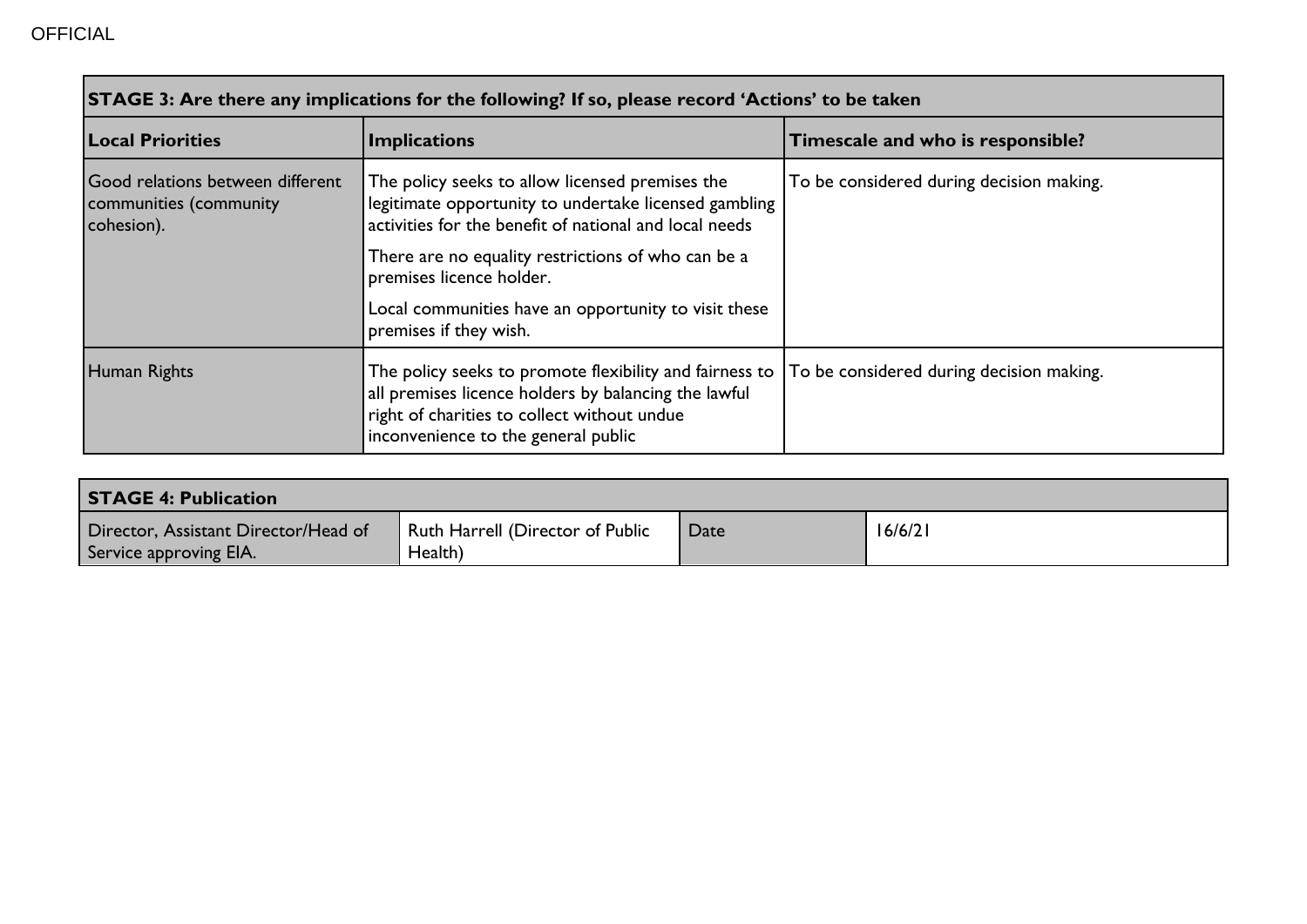| STAGE 3: Are there any implications for the following? If so, please record 'Actions' to be taken | | |
|---|---|---|
| **Local Priorities** | **Implications** | **Timescale and who is responsible?** |
| Good relations between different communities (community cohesion). | The policy seeks to allow licensed premises the legitimate opportunity to undertake licensed gambling activities for the benefit of national and local needs<br><br>There are no equality restrictions of who can be a premises licence holder.<br><br>Local communities have an opportunity to visit these premises if they wish. | To be considered during decision making. |
| Human Rights | The policy seeks to promote flexibility and fairness to all premises licence holders by balancing the lawful right of charities to collect without undue inconvenience to the general public | To be considered during decision making. |

| STAGE 4: Publication | | | |
|---|---|---|---|
| Director, Assistant Director/Head of Service approving EIA. | Ruth Harrell (Director of Public Health) | Date | 16/6/21 |